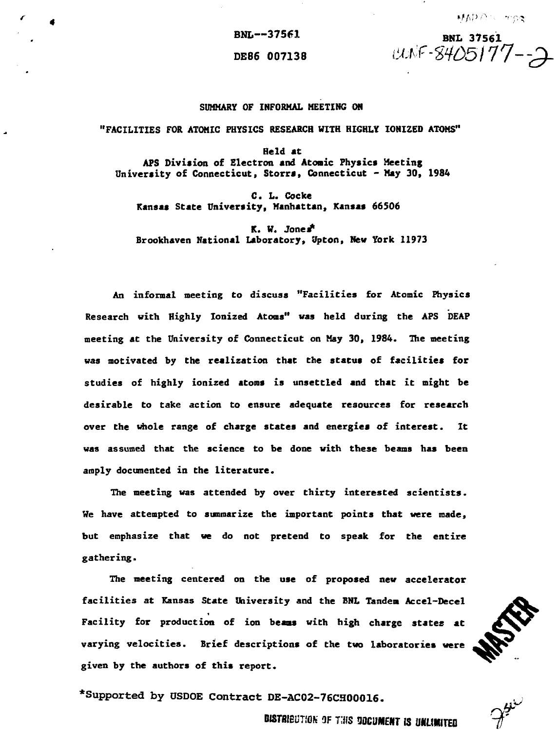BNL--37561

DE86 007138

BNL 37561

CONF-8405177--2

SUMMARY OF INFORMAL MEETING ON

"FACILITIES FOR ATOMIC PHYSICS RESEARCH WITH HIGHLY IONIZED ATOMS"

Held at
APS Division of Electron and Atomic Physics Meeting
University of Connecticut, Storrs, Connecticut - May 30, 1984

C. L. Cocke
Kansas State University, Manhattan, Kansas 66506

K. W. Jones*
Brookhaven National Laboratory, Upton, New York 11973

An informal meeting to discuss "Facilities for Atomic Physics Research with Highly Ionized Atoms" was held during the APS DEAP meeting at the University of Connecticut on May 30, 1984. The meeting was motivated by the realization that the status of facilities for studies of highly ionized atoms is unsettled and that it might be desirable to take action to ensure adequate resources for research over the whole range of charge states and energies of interest. It was assumed that the science to be done with these beams has been amply documented in the literature.

The meeting was attended by over thirty interested scientists. We have attempted to summarize the important points that were made, but emphasize that we do not pretend to speak for the entire gathering.

The meeting centered on the use of proposed new accelerator facilities at Kansas State University and the BNL Tandem Accel-Decel Facility for production of ion beams with high charge states at varying velocities. Brief descriptions of the two laboratories were given by the authors of this report.

*Supported by USDOE Contract DE-AC02-76CH00016.

MASTER

DISTRIBUTION OF THIS DOCUMENT IS UNLIMITED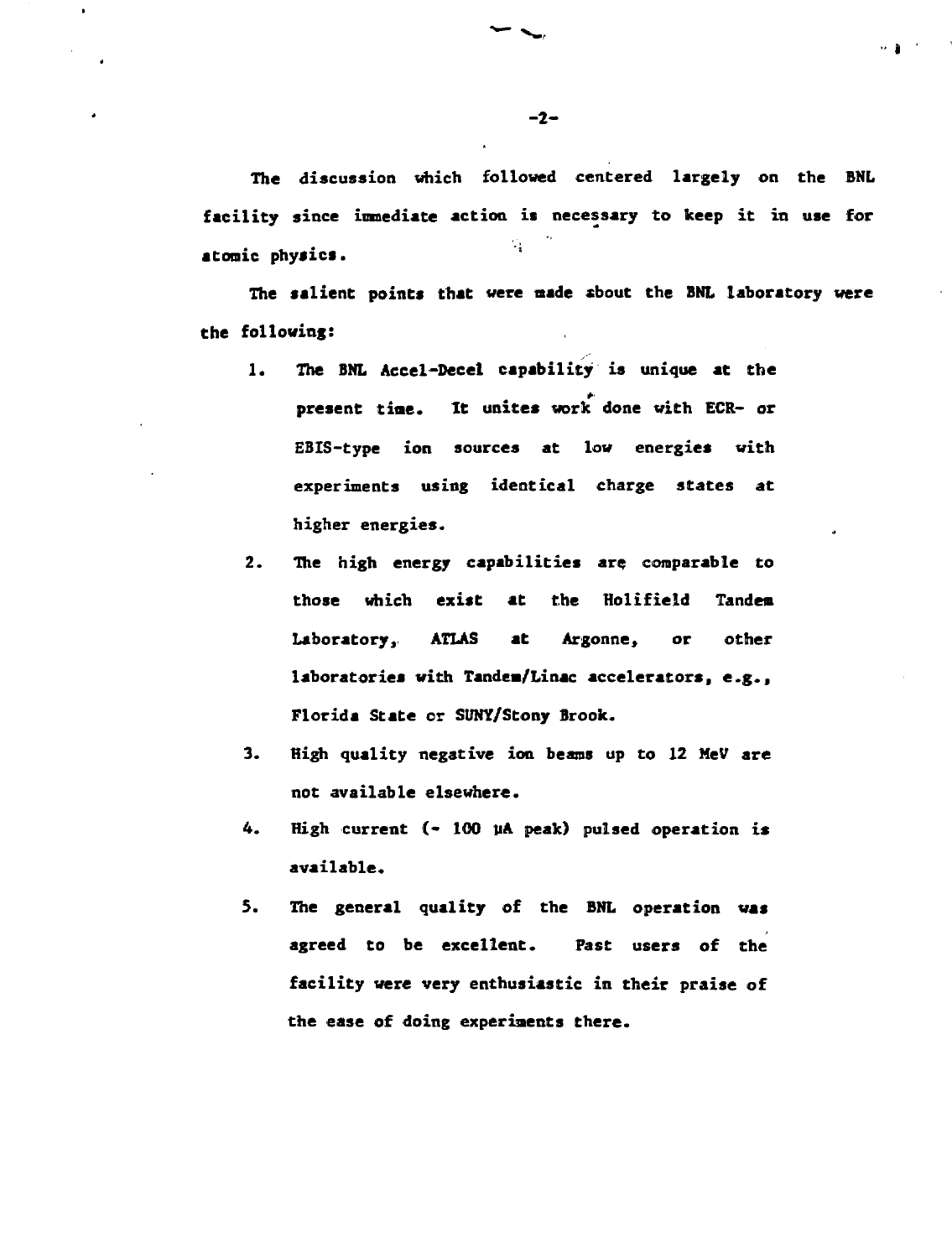The discussion which followed centered largely on the BNL facility since immediate action is necessary to keep it in use for atomic physics.

The salient points that were made about the BNL laboratory were the following:

1. The BNL Accel-Decel capability is unique at the present time. It unites work done with ECR- or EBIS-type ion sources at low energies with experiments using identical charge states at higher energies.
2. The high energy capabilities are comparable to those which exist at the Holifield Tandem Laboratory, ATLAS at Argonne, or other laboratories with Tandem/Linac accelerators, e.g., Florida State or SUNY/Stony Brook.
3. High quality negative ion beams up to 12 MeV are not available elsewhere.
4. High current (~ 100 μA peak) pulsed operation is available.
5. The general quality of the BNL operation was agreed to be excellent. Past users of the facility were very enthusiastic in their praise of the ease of doing experiments there.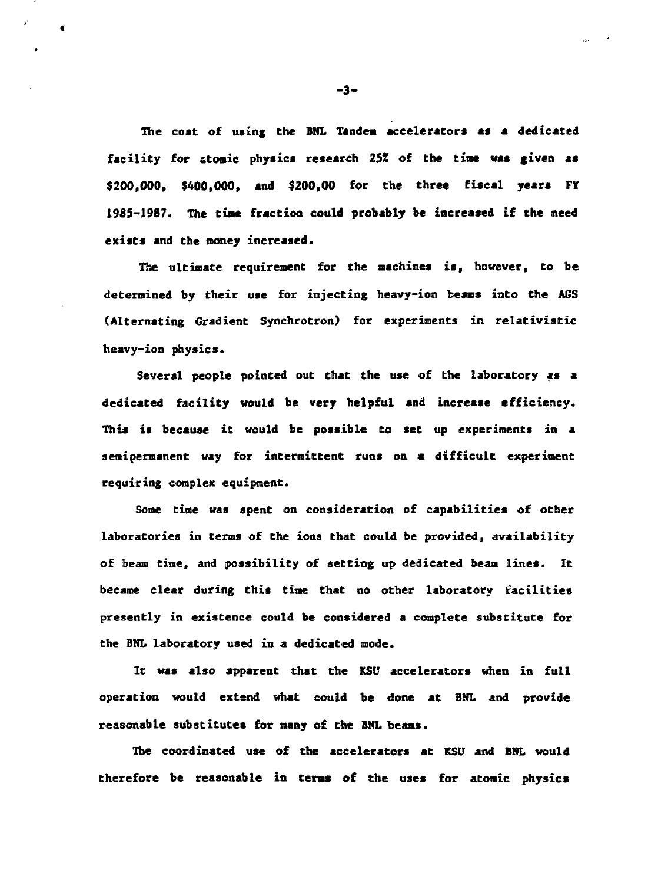The cost of using the BNL Tandem accelerators as a dedicated facility for atomic physics research 25% of the time was given as $200,000, $400,000, and $200,00 for the three fiscal years FY 1985-1987. The time fraction could probably be increased if the need exists and the money increased.

The ultimate requirement for the machines is, however, to be determined by their use for injecting heavy-ion beams into the AGS (Alternating Gradient Synchrotron) for experiments in relativistic heavy-ion physics.

Several people pointed out that the use of the laboratory as a dedicated facility would be very helpful and increase efficiency. This is because it would be possible to set up experiments in a semipermanent way for intermittent runs on a difficult experiment requiring complex equipment.

Some time was spent on consideration of capabilities of other laboratories in terms of the ions that could be provided, availability of beam time, and possibility of setting up dedicated beam lines. It became clear during this time that no other laboratory facilities presently in existence could be considered a complete substitute for the BNL laboratory used in a dedicated mode.

It was also apparent that the KSU accelerators when in full operation would extend what could be done at BNL and provide reasonable substitutes for many of the BNL beams.

The coordinated use of the accelerators at KSU and BNL would therefore be reasonable in terms of the uses for atomic physics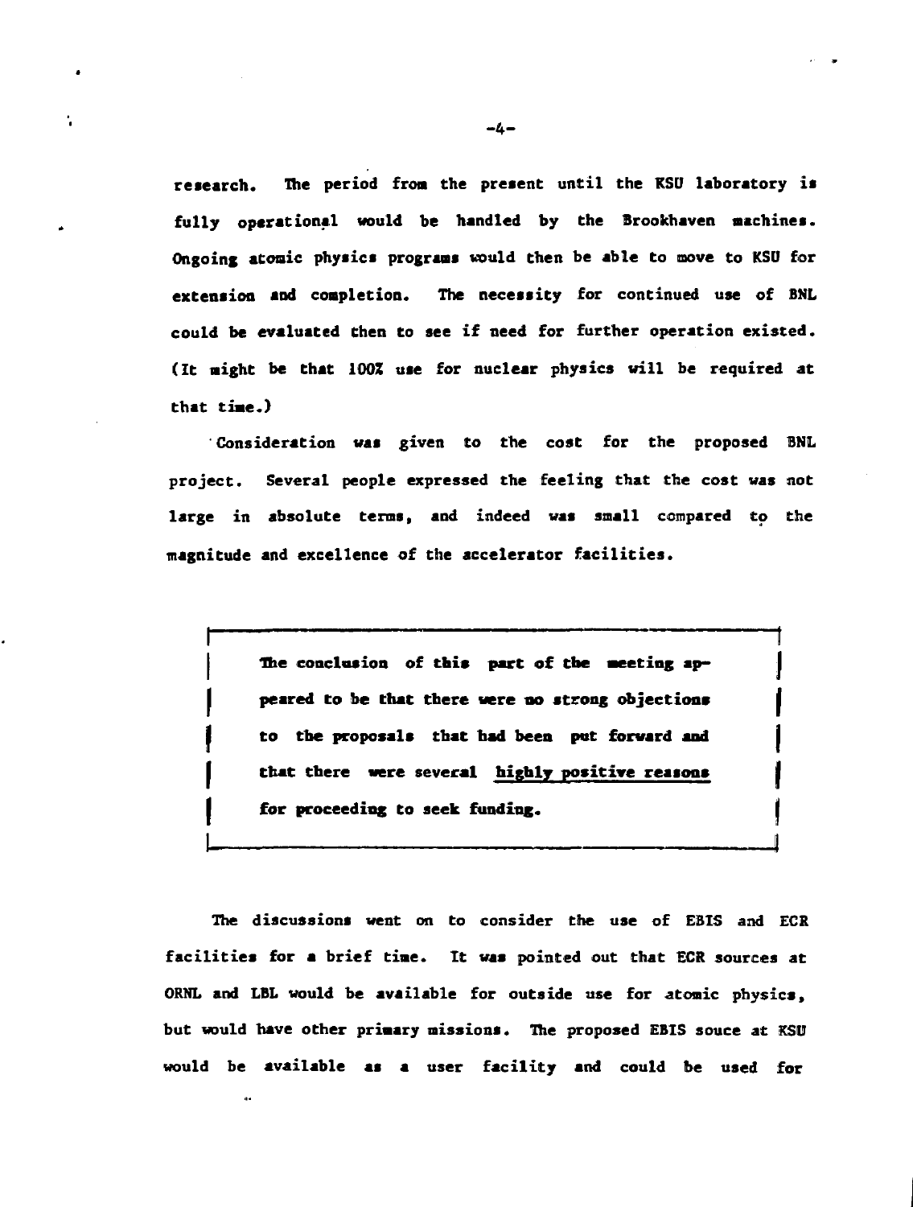research. The period from the present until the KSU laboratory is fully operational would be handled by the Brookhaven machines. Ongoing atomic physics programs would then be able to move to KSU for extension and completion. The necessity for continued use of BNL could be evaluated then to see if need for further operation existed. (It might be that 100% use for nuclear physics will be required at that time.)

Consideration was given to the cost for the proposed BNL project. Several people expressed the feeling that the cost was not large in absolute terms, and indeed was small compared to the magnitude and excellence of the accelerator facilities.

> **The conclusion of this part of the meeting appeared to be that there were no strong objections to the proposals that had been put forward and that there were several <u>highly positive reasons</u> for proceeding to seek funding.**

The discussions went on to consider the use of EBIS and ECR facilities for a brief time. It was pointed out that ECR sources at ORNL and LBL would be available for outside use for atomic physics, but would have other primary missions. The proposed EBIS souce at KSU would be available as a user facility and could be used for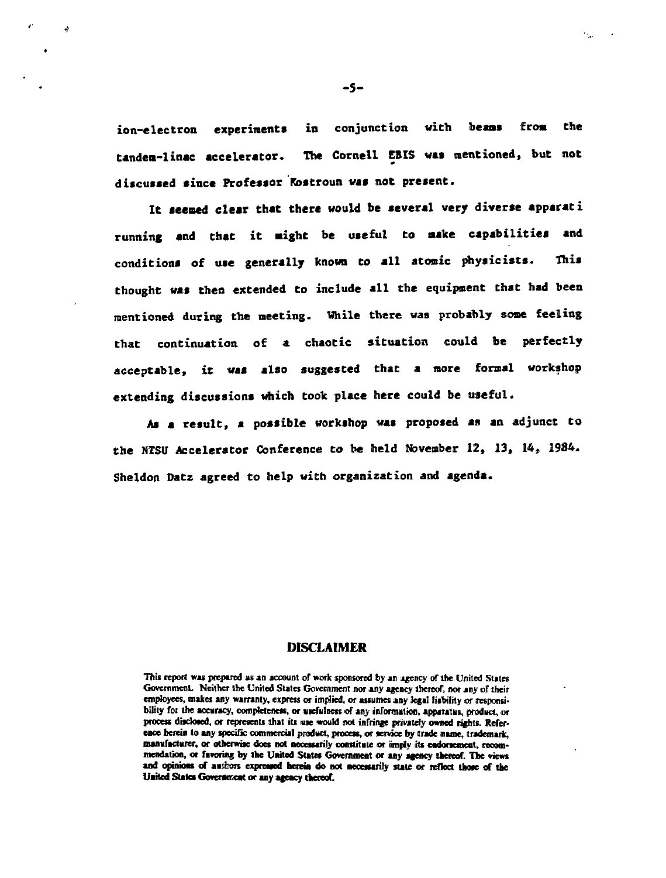ion-electron experiments in conjunction with beams from the tandem-linac accelerator. The Cornell EBIS was mentioned, but not discussed since Professor Kostroun was not present.

It seemed clear that there would be several very diverse apparati running and that it might be useful to make capabilities and conditions of use generally known to all atomic physicists. This thought was then extended to include all the equipment that had been mentioned during the meeting. While there was probably some feeling that continuation of a chaotic situation could be perfectly acceptable, it was also suggested that a more formal workshop extending discussions which took place here could be useful.

As a result, a possible workshop was proposed as an adjunct to the NTSU Accelerator Conference to be held November 12, 13, 14, 1984. Sheldon Datz agreed to help with organization and agenda.

## DISCLAIMER

This report was prepared as an account of work sponsored by an agency of the United States Government. Neither the United States Government nor any agency thereof, nor any of their employees, makes any warranty, express or implied, or assumes any legal liability or responsibility for the accuracy, completeness, or usefulness of any information, apparatus, product, or process disclosed, or represents that its use would not infringe privately owned rights. Reference herein to any specific commercial product, process, or service by trade name, trademark, manufacturer, or otherwise does not necessarily constitute or imply its endorsement, recommendation, or favoring by the United States Government or any agency thereof. The views and opinions of authors expressed herein do not necessarily state or reflect those of the United States Government or any agency thereof.